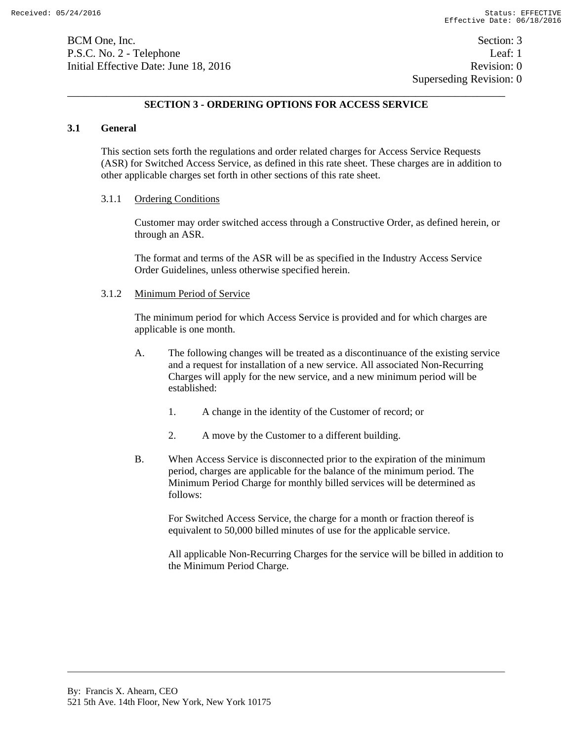BCM One, Inc.
P.S.C. No. 2 - Telephone
Initial Effective Date: June 18, 2016

Section: 3
Leaf: 1
Revision: 0
Superseding Revision: 0

## SECTION 3 - ORDERING OPTIONS FOR ACCESS SERVICE

### 3.1 General

This section sets forth the regulations and order related charges for Access Service Requests (ASR) for Switched Access Service, as defined in this rate sheet. These charges are in addition to other applicable charges set forth in other sections of this rate sheet.

#### 3.1.1 Ordering Conditions

Customer may order switched access through a Constructive Order, as defined herein, or through an ASR.

The format and terms of the ASR will be as specified in the Industry Access Service Order Guidelines, unless otherwise specified herein.

#### 3.1.2 Minimum Period of Service

The minimum period for which Access Service is provided and for which charges are applicable is one month.

A. The following changes will be treated as a discontinuance of the existing service and a request for installation of a new service. All associated Non-Recurring Charges will apply for the new service, and a new minimum period will be established:

   1. A change in the identity of the Customer of record; or

   2. A move by the Customer to a different building.

B. When Access Service is disconnected prior to the expiration of the minimum period, charges are applicable for the balance of the minimum period. The Minimum Period Charge for monthly billed services will be determined as follows:

   For Switched Access Service, the charge for a month or fraction thereof is equivalent to 50,000 billed minutes of use for the applicable service.

   All applicable Non-Recurring Charges for the service will be billed in addition to the Minimum Period Charge.

By: Francis X. Ahearn, CEO
521 5th Ave. 14th Floor, New York, New York 10175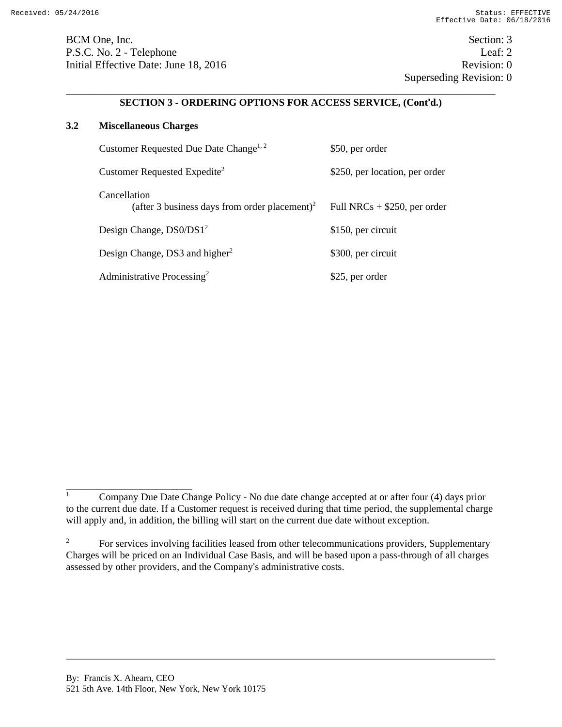BCM One, Inc.
P.S.C. No. 2 - Telephone
Initial Effective Date: June 18, 2016

Section: 3
Leaf: 2
Revision: 0
Superseding Revision: 0

## SECTION 3 - ORDERING OPTIONS FOR ACCESS SERVICE, (Cont'd.)

### 3.2 Miscellaneous Charges

| | |
|---|---|
| Customer Requested Due Date Change[1, 2] | $50, per order |
| Customer Requested Expedite[2] | $250, per location, per order |
| Cancellation (after 3 business days from order placement)[2] | Full NRCs + $250, per order |
| Design Change, DS0/DS1[2] | $150, per circuit |
| Design Change, DS3 and higher[2] | $300, per circuit |
| Administrative Processing[2] | $25, per order |

---

[1] Company Due Date Change Policy - No due date change accepted at or after four (4) days prior to the current due date. If a Customer request is received during that time period, the supplemental charge will apply and, in addition, the billing will start on the current due date without exception.

[2] For services involving facilities leased from other telecommunications providers, Supplementary Charges will be priced on an Individual Case Basis, and will be based upon a pass-through of all charges assessed by other providers, and the Company's administrative costs.

By: Francis X. Ahearn, CEO
521 5th Ave. 14th Floor, New York, New York 10175